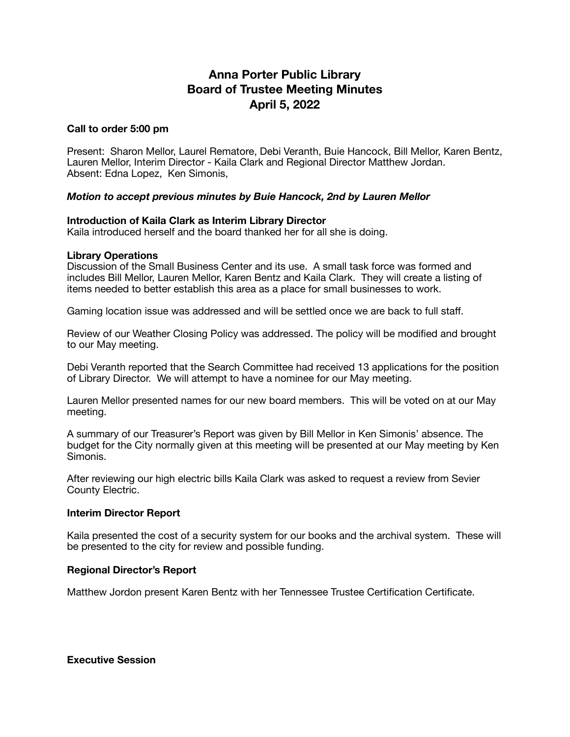# Anna Porter Public Library
# Board of Trustee Meeting Minutes
# April 5, 2022

**Call to order 5:00 pm**

Present: Sharon Mellor, Laurel Rematore, Debi Veranth, Buie Hancock, Bill Mellor, Karen Bentz, Lauren Mellor, Interim Director - Kaila Clark and Regional Director Matthew Jordan.
Absent: Edna Lopez, Ken Simonis,

***Motion to accept previous minutes by Buie Hancock, 2nd by Lauren Mellor***

**Introduction of Kaila Clark as Interim Library Director**
Kaila introduced herself and the board thanked her for all she is doing.

**Library Operations**
Discussion of the Small Business Center and its use. A small task force was formed and includes Bill Mellor, Lauren Mellor, Karen Bentz and Kaila Clark. They will create a listing of items needed to better establish this area as a place for small businesses to work.

Gaming location issue was addressed and will be settled once we are back to full staff.

Review of our Weather Closing Policy was addressed. The policy will be modified and brought to our May meeting.

Debi Veranth reported that the Search Committee had received 13 applications for the position of Library Director. We will attempt to have a nominee for our May meeting.

Lauren Mellor presented names for our new board members. This will be voted on at our May meeting.

A summary of our Treasurer's Report was given by Bill Mellor in Ken Simonis' absence. The budget for the City normally given at this meeting will be presented at our May meeting by Ken Simonis.

After reviewing our high electric bills Kaila Clark was asked to request a review from Sevier County Electric.

**Interim Director Report**

Kaila presented the cost of a security system for our books and the archival system. These will be presented to the city for review and possible funding.

**Regional Director's Report**

Matthew Jordon present Karen Bentz with her Tennessee Trustee Certification Certificate.

**Executive Session**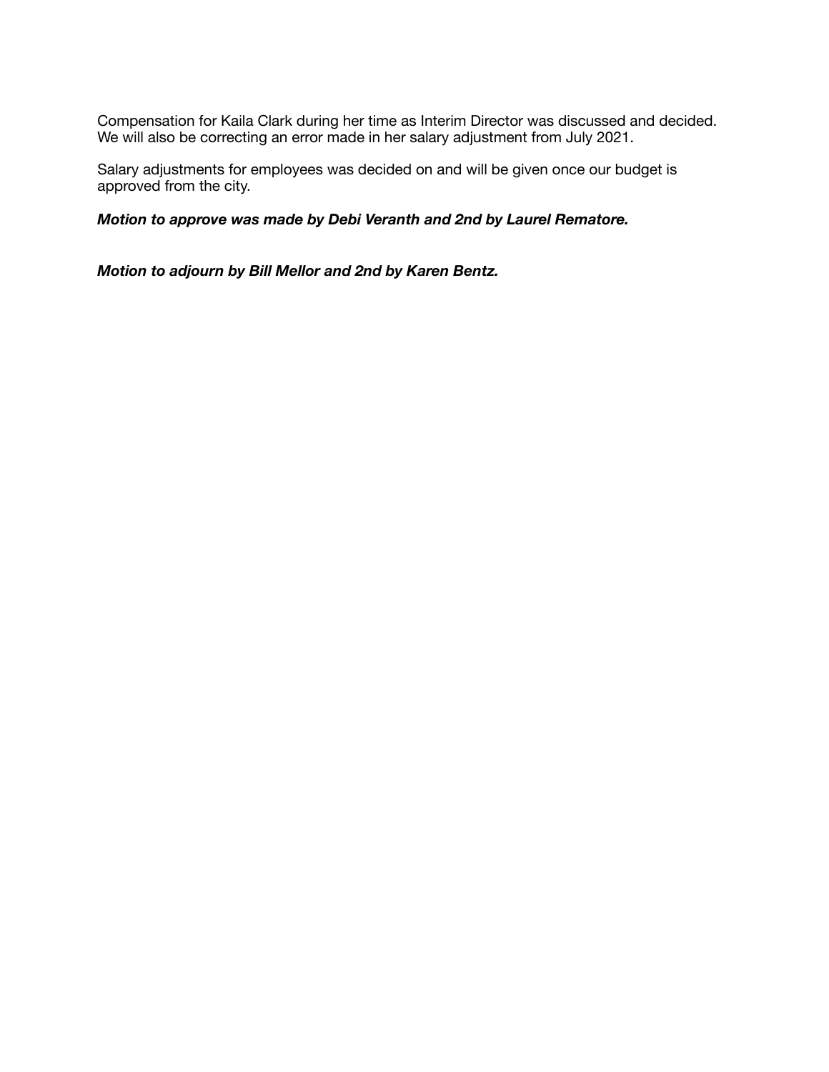Compensation for Kaila Clark during her time as Interim Director was discussed and decided. We will also be correcting an error made in her salary adjustment from July 2021.

Salary adjustments for employees was decided on and will be given once our budget is approved from the city.

***Motion to approve was made by Debi Veranth and 2nd by Laurel Rematore.***

***Motion to adjourn by Bill Mellor and 2nd by Karen Bentz.***